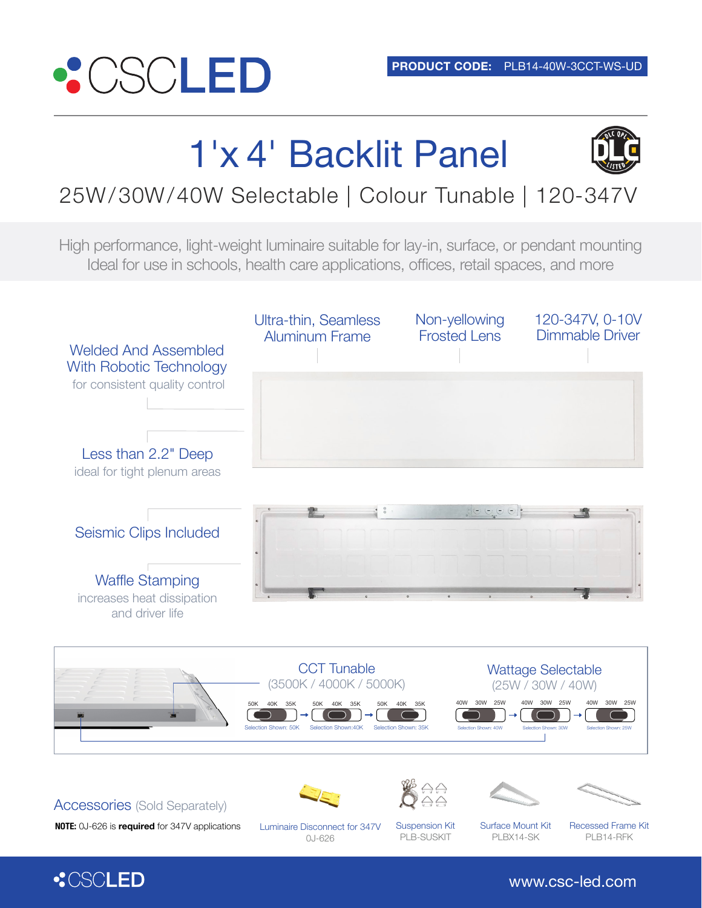# CSCLED

**PRODUCT CODE:** PLB14-40W-3CCT-WS-UD

# 1'x 4' Backlit Panel

## 25W/30W/40W Selectable | Colour Tunable | 120-347V

High performance, light-weight luminaire suitable for lay-in, surface, or pendant mounting
Ideal for use in schools, health care applications, offices, retail spaces, and more

**Ultra-thin, Seamless Aluminum Frame**

**Non-yellowing Frosted Lens**

**120-347V, 0-10V Dimmable Driver**

**Welded And Assembled With Robotic Technology**
for consistent quality control

**Less than 2.2" Deep**
ideal for tight plenum areas

**Seismic Clips Included**

**Waffle Stamping**
increases heat dissipation and driver life

**CCT Tunable**
(3500K / 4000K / 5000K)

50K 40K 35K — Selection Shown: 50K
50K 40K 35K — Selection Shown: 40K
50K 40K 35K — Selection Shown: 35K

**Wattage Selectable**
(25W / 30W / 40W)

40W 30W 25W — Selection Shown: 40W
40W 30W 25W — Selection Shown: 30W
40W 30W 25W — Selection Shown: 25W

## Accessories (Sold Separately)

**NOTE:** 0J-626 is **required** for 347V applications

| Accessory | Code |
|---|---|
| Luminaire Disconnect for 347V | 0J-626 |
| Suspension Kit | PLB-SUSKIT |
| Surface Mount Kit | PLBX14-SK |
| Recessed Frame Kit | PLB14-RFK |

CSCLED www.csc-led.com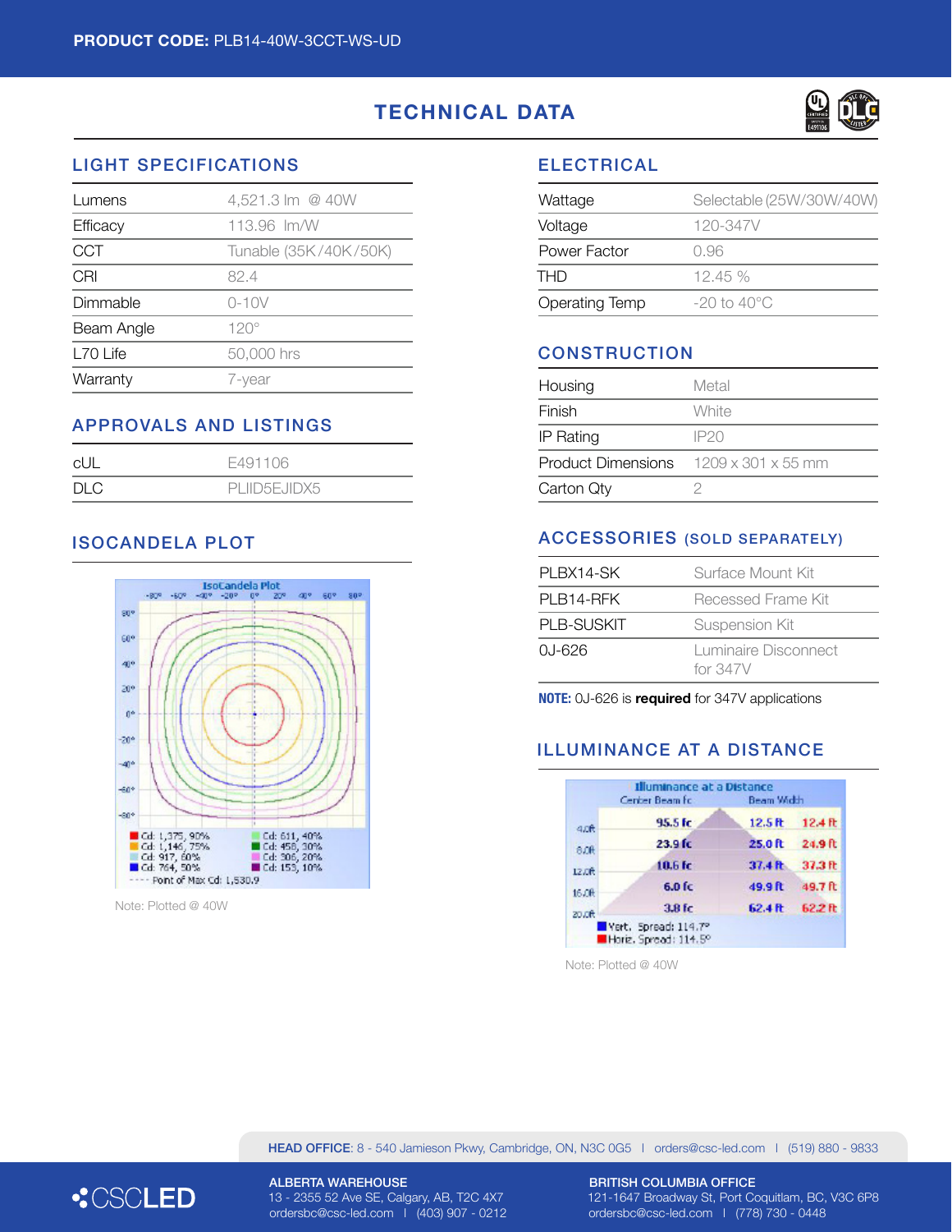**PRODUCT CODE:** PLB14-40W-3CCT-WS-UD

# TECHNICAL DATA

## LIGHT SPECIFICATIONS

| | |
|---|---|
| Lumens | 4,521.3 lm @ 40W |
| Efficacy | 113.96 lm/W |
| CCT | Tunable (35K/40K/50K) |
| CRI | 82.4 |
| Dimmable | 0-10V |
| Beam Angle | 120° |
| L70 Life | 50,000 hrs |
| Warranty | 7-year |

## APPROVALS AND LISTINGS

| | |
|---|---|
| cUL | E491106 |
| DLC | PLIID5EJIDX5 |

## ISOCANDELA PLOT

IsoCandela Plot

-80° -60° -40° -20° 0° 20° 40° 60° 80°

80° 60° 40° 20° 0° -20° -40° -60° -80°

Cd: 1,375, 90%
Cd: 1,146, 75%
Cd: 917, 60%
Cd: 764, 50%
Cd: 611, 40%
Cd: 458, 30%
Cd: 306, 20%
Cd: 153, 10%
Point of Max Cd: 1,530.9

Note: Plotted @ 40W

## ELECTRICAL

| | |
|---|---|
| Wattage | Selectable (25W/30W/40W) |
| Voltage | 120-347V |
| Power Factor | 0.96 |
| THD | 12.45 % |
| Operating Temp | -20 to 40°C |

## CONSTRUCTION

| | |
|---|---|
| Housing | Metal |
| Finish | White |
| IP Rating | IP20 |
| Product Dimensions | 1209 x 301 x 55 mm |
| Carton Qty | 2 |

## ACCESSORIES (SOLD SEPARATELY)

| | |
|---|---|
| PLBX14-SK | Surface Mount Kit |
| PLB14-RFK | Recessed Frame Kit |
| PLB-SUSKIT | Suspension Kit |
| 0J-626 | Luminaire Disconnect for 347V |

**NOTE:** 0J-626 is **required** for 347V applications

## ILLUMINANCE AT A DISTANCE

Illuminance at a Distance

Center Beam fc — Beam Width

4.0ft 95.5 fc 12.5 ft 12.4 ft
8.0ft 23.9 fc 25.0 ft 24.9 ft
12.0ft 10.6 fc 37.4 ft 37.3 ft
16.0ft 6.0 fc 49.9 ft 49.7 ft
20.0ft 3.8 fc 62.4 ft 62.2 ft

Vert. Spread: 114.7°
Horiz. Spread: 114.5°

Note: Plotted @ 40W

**HEAD OFFICE:** 8 - 540 Jamieson Pkwy, Cambridge, ON, N3C 0G5 | orders@csc-led.com | (519) 880 - 9833

CSCLED

**ALBERTA WAREHOUSE**
13 - 2355 52 Ave SE, Calgary, AB, T2C 4X7
ordersbc@csc-led.com | (403) 907 - 0212

**BRITISH COLUMBIA OFFICE**
121-1647 Broadway St, Port Coquitlam, BC, V3C 6P8
ordersbc@csc-led.com | (778) 730 - 0448